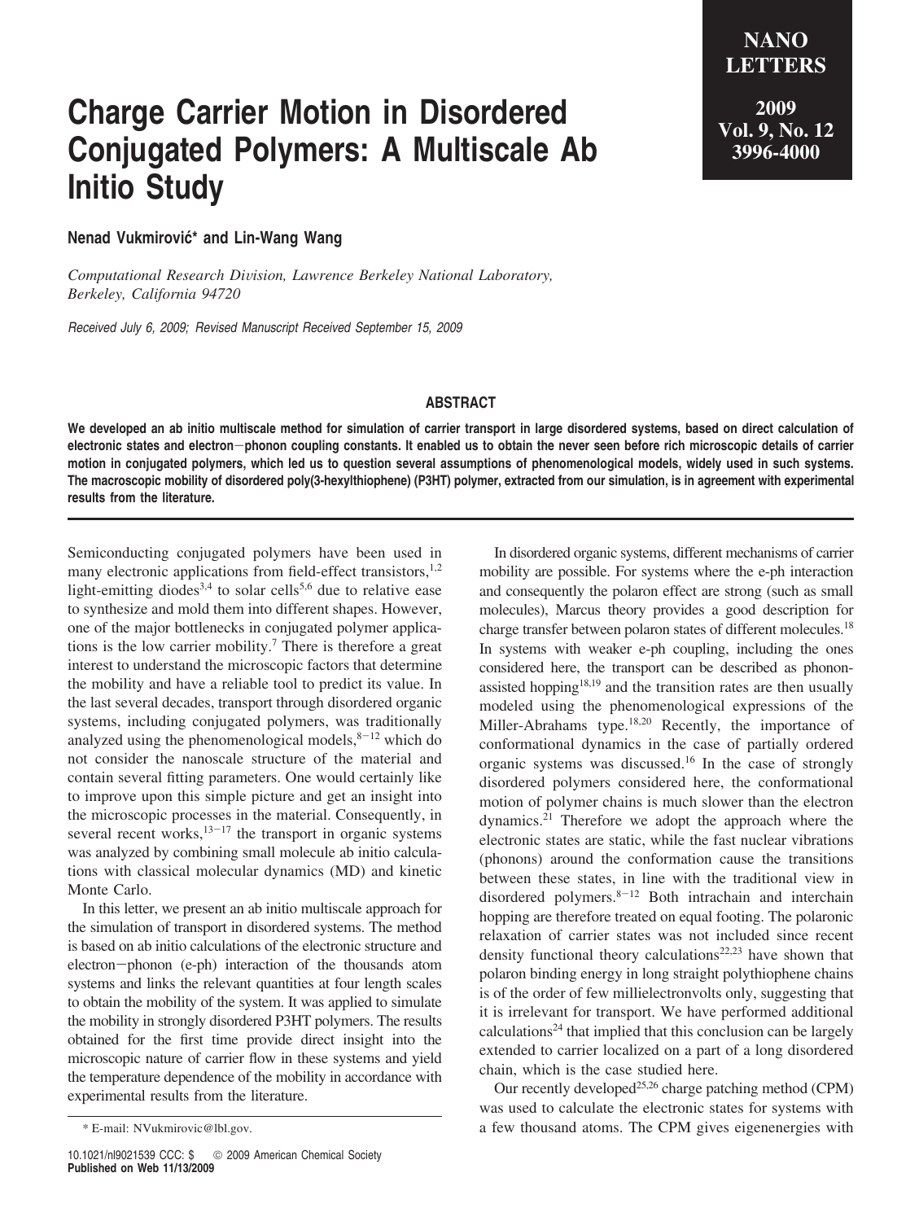# Charge Carrier Motion in Disordered Conjugated Polymers: A Multiscale Ab Initio Study

**Nenad Vukmirović\* and Lin-Wang Wang**

*Computational Research Division, Lawrence Berkeley National Laboratory, Berkeley, California 94720*

*Received July 6, 2009; Revised Manuscript Received September 15, 2009*

## ABSTRACT

**We developed an ab initio multiscale method for simulation of carrier transport in large disordered systems, based on direct calculation of electronic states and electron−phonon coupling constants. It enabled us to obtain the never seen before rich microscopic details of carrier motion in conjugated polymers, which led us to question several assumptions of phenomenological models, widely used in such systems. The macroscopic mobility of disordered poly(3-hexylthiophene) (P3HT) polymer, extracted from our simulation, is in agreement with experimental results from the literature.**

Semiconducting conjugated polymers have been used in many electronic applications from field-effect transistors,[1,2] light-emitting diodes[3,4] to solar cells[5,6] due to relative ease to synthesize and mold them into different shapes. However, one of the major bottlenecks in conjugated polymer applications is the low carrier mobility.[7] There is therefore a great interest to understand the microscopic factors that determine the mobility and have a reliable tool to predict its value. In the last several decades, transport through disordered organic systems, including conjugated polymers, was traditionally analyzed using the phenomenological models,[8−12] which do not consider the nanoscale structure of the material and contain several fitting parameters. One would certainly like to improve upon this simple picture and get an insight into the microscopic processes in the material. Consequently, in several recent works,[13−17] the transport in organic systems was analyzed by combining small molecule ab initio calculations with classical molecular dynamics (MD) and kinetic Monte Carlo.

In this letter, we present an ab initio multiscale approach for the simulation of transport in disordered systems. The method is based on ab initio calculations of the electronic structure and electron−phonon (e-ph) interaction of the thousands atom systems and links the relevant quantities at four length scales to obtain the mobility of the system. It was applied to simulate the mobility in strongly disordered P3HT polymers. The results obtained for the first time provide direct insight into the microscopic nature of carrier flow in these systems and yield the temperature dependence of the mobility in accordance with experimental results from the literature.

In disordered organic systems, different mechanisms of carrier mobility are possible. For systems where the e-ph interaction and consequently the polaron effect are strong (such as small molecules), Marcus theory provides a good description for charge transfer between polaron states of different molecules.[18] In systems with weaker e-ph coupling, including the ones considered here, the transport can be described as phonon-assisted hopping[18,19] and the transition rates are then usually modeled using the phenomenological expressions of the Miller-Abrahams type.[18,20] Recently, the importance of conformational dynamics in the case of partially ordered organic systems was discussed.[16] In the case of strongly disordered polymers considered here, the conformational motion of polymer chains is much slower than the electron dynamics.[21] Therefore we adopt the approach where the electronic states are static, while the fast nuclear vibrations (phonons) around the conformation cause the transitions between these states, in line with the traditional view in disordered polymers.[8−12] Both intrachain and interchain hopping are therefore treated on equal footing. The polaronic relaxation of carrier states was not included since recent density functional theory calculations[22,23] have shown that polaron binding energy in long straight polythiophene chains is of the order of few millielectronvolts only, suggesting that it is irrelevant for transport. We have performed additional calculations[24] that implied that this conclusion can be largely extended to carrier localized on a part of a long disordered chain, which is the case studied here.

Our recently developed[25,26] charge patching method (CPM) was used to calculate the electronic states for systems with a few thousand atoms. The CPM gives eigenenergies with

\* E-mail: NVukmirovic@lbl.gov.

10.1021/nl9021539 CCC: $ © 2009 American Chemical Society
**Published on Web 11/13/2009**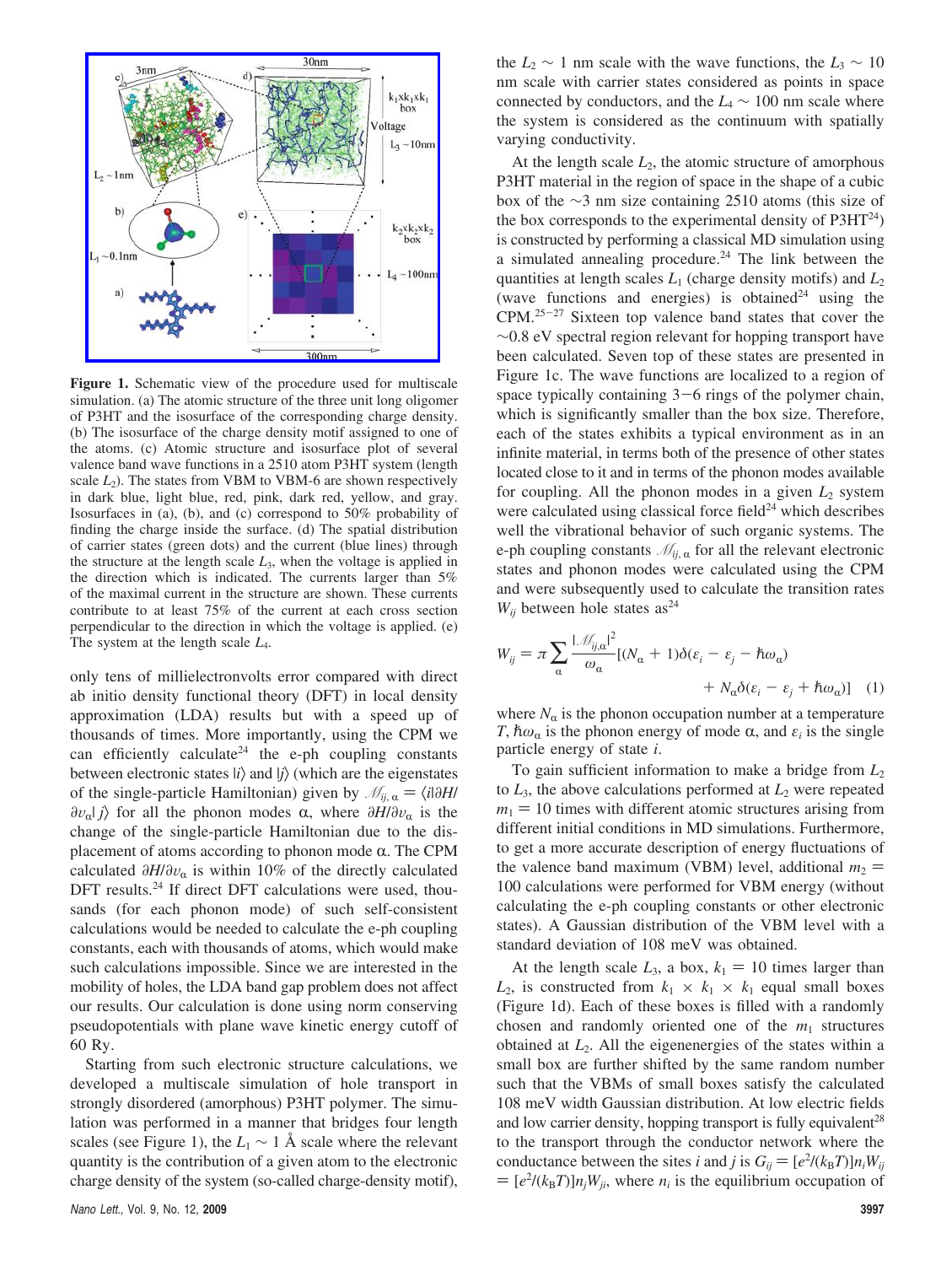**Figure 1.** Schematic view of the procedure used for multiscale simulation. (a) The atomic structure of the three unit long oligomer of P3HT and the isosurface of the corresponding charge density. (b) The isosurface of the charge density motif assigned to one of the atoms. (c) Atomic structure and isosurface plot of several valence band wave functions in a 2510 atom P3HT system (length scale $L_2$). The states from VBM to VBM-6 are shown respectively in dark blue, light blue, red, pink, dark red, yellow, and gray. Isosurfaces in (a), (b), and (c) correspond to 50% probability of finding the charge inside the surface. (d) The spatial distribution of carrier states (green dots) and the current (blue lines) through the structure at the length scale $L_3$, when the voltage is applied in the direction which is indicated. The currents larger than 5% of the maximal current in the structure are shown. These currents contribute to at least 75% of the current at each cross section perpendicular to the direction in which the voltage is applied. (e) The system at the length scale $L_4$.

only tens of millielectronvolts error compared with direct ab initio density functional theory (DFT) in local density approximation (LDA) results but with a speed up of thousands of times. More importantly, using the CPM we can efficiently calculate[24] the e-ph coupling constants between electronic states $|i\rangle$ and $|j\rangle$ (which are the eigenstates of the single-particle Hamiltonian) given by $\mathscr{M}_{ij,\alpha} = \langle i|\partial H/\partial v_\alpha|j\rangle$ for all the phonon modes α, where $\partial H/\partial v_\alpha$ is the change of the single-particle Hamiltonian due to the displacement of atoms according to phonon mode α. The CPM calculated $\partial H/\partial v_\alpha$ is within 10% of the directly calculated DFT results.[24] If direct DFT calculations were used, thousands (for each phonon mode) of such self-consistent calculations would be needed to calculate the e-ph coupling constants, each with thousands of atoms, which would make such calculations impossible. Since we are interested in the mobility of holes, the LDA band gap problem does not affect our results. Our calculation is done using norm conserving pseudopotentials with plane wave kinetic energy cutoff of 60 Ry.

Starting from such electronic structure calculations, we developed a multiscale simulation of hole transport in strongly disordered (amorphous) P3HT polymer. The simulation was performed in a manner that bridges four length scales (see Figure 1), the $L_1 \sim 1$ Å scale where the relevant quantity is the contribution of a given atom to the electronic charge density of the system (so-called charge-density motif), the $L_2 \sim 1$ nm scale with the wave functions, the $L_3 \sim 10$ nm scale with carrier states considered as points in space connected by conductors, and the $L_4 \sim 100$ nm scale where the system is considered as the continuum with spatially varying conductivity.

At the length scale $L_2$, the atomic structure of amorphous P3HT material in the region of space in the shape of a cubic box of the ~3 nm size containing 2510 atoms (this size of the box corresponds to the experimental density of P3HT[24]) is constructed by performing a classical MD simulation using a simulated annealing procedure.[24] The link between the quantities at length scales $L_1$ (charge density motifs) and $L_2$ (wave functions and energies) is obtained[24] using the CPM.[25-27] Sixteen top valence band states that cover the ~0.8 eV spectral region relevant for hopping transport have been calculated. Seven top of these states are presented in Figure 1c. The wave functions are localized to a region of space typically containing 3-6 rings of the polymer chain, which is significantly smaller than the box size. Therefore, each of the states exhibits a typical environment as in an infinite material, in terms both of the presence of other states located close to it and in terms of the phonon modes available for coupling. All the phonon modes in a given $L_2$ system were calculated using classical force field[24] which describes well the vibrational behavior of such organic systems. The e-ph coupling constants $\mathscr{M}_{ij,\alpha}$ for all the relevant electronic states and phonon modes were calculated using the CPM and were subsequently used to calculate the transition rates $W_{ij}$ between hole states as[24]

$$W_{ij} = \pi \sum_\alpha \frac{|\mathscr{M}_{ij,\alpha}|^2}{\omega_\alpha}[(N_\alpha + 1)\delta(\varepsilon_i - \varepsilon_j - \hbar\omega_\alpha) + N_\alpha \delta(\varepsilon_i - \varepsilon_j + \hbar\omega_\alpha)] \quad (1)$$

where $N_\alpha$ is the phonon occupation number at a temperature $T$, $\hbar\omega_\alpha$ is the phonon energy of mode α, and $\varepsilon_i$ is the single particle energy of state $i$.

To gain sufficient information to make a bridge from $L_2$ to $L_3$, the above calculations performed at $L_2$ were repeated $m_1 = 10$ times with different atomic structures arising from different initial conditions in MD simulations. Furthermore, to get a more accurate description of energy fluctuations of the valence band maximum (VBM) level, additional $m_2 = 100$ calculations were performed for VBM energy (without calculating the e-ph coupling constants or other electronic states). A Gaussian distribution of the VBM level with a standard deviation of 108 meV was obtained.

At the length scale $L_3$, a box, $k_1 = 10$ times larger than $L_2$, is constructed from $k_1 \times k_1 \times k_1$ equal small boxes (Figure 1d). Each of these boxes is filled with a randomly chosen and randomly oriented one of the $m_1$ structures obtained at $L_2$. All the eigenenergies of the states within a small box are further shifted by the same random number such that the VBMs of small boxes satisfy the calculated 108 meV width Gaussian distribution. At low electric fields and low carrier density, hopping transport is fully equivalent[28] to the transport through the conductor network where the conductance between the sites $i$ and $j$ is $G_{ij} = [e^2/(k_BT)]n_iW_{ij} = [e^2/(k_BT)]n_jW_{ji}$, where $n_i$ is the equilibrium occupation of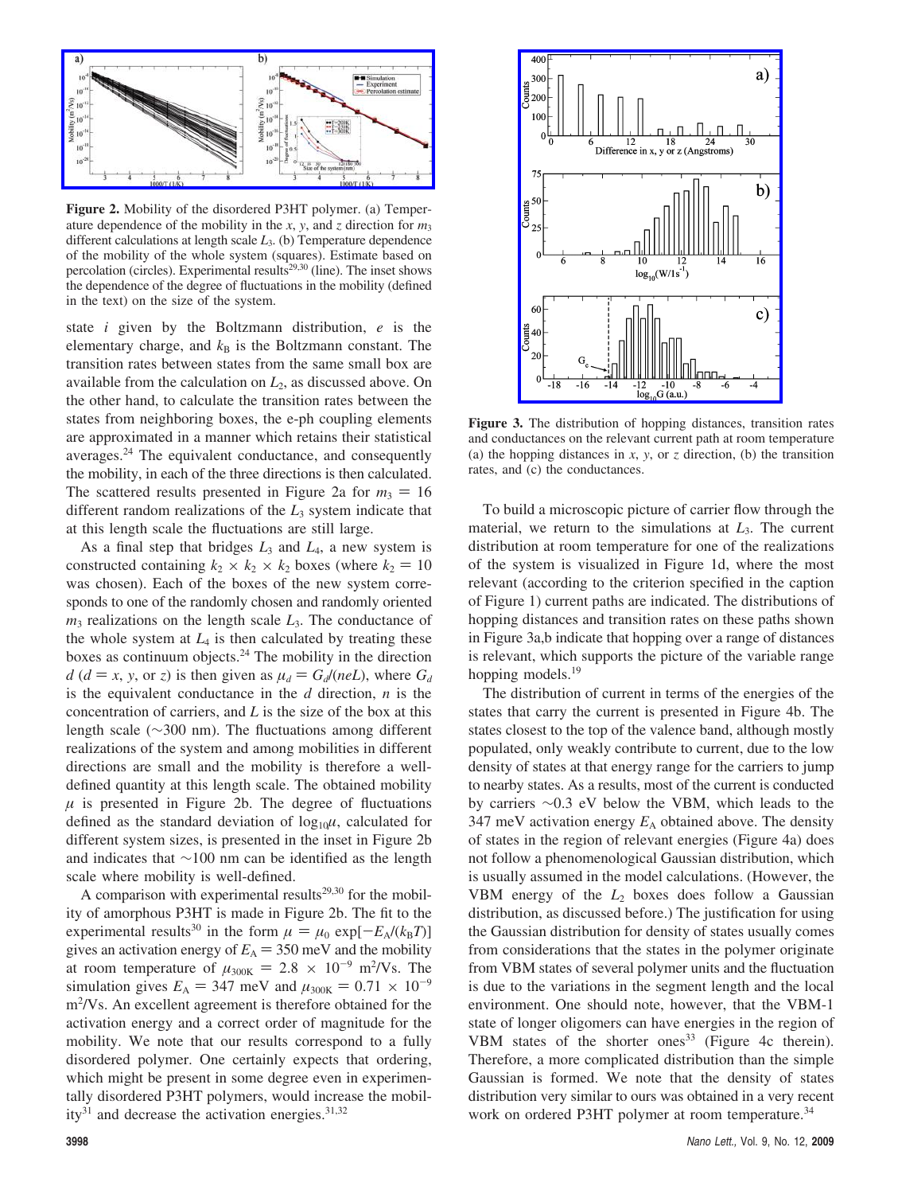**Figure 2.** Mobility of the disordered P3HT polymer. (a) Temperature dependence of the mobility in the $x$, $y$, and $z$ direction for $m_3$ different calculations at length scale $L_3$. (b) Temperature dependence of the mobility of the whole system (squares). Estimate based on percolation (circles). Experimental results[29,30] (line). The inset shows the dependence of the degree of fluctuations in the mobility (defined in the text) on the size of the system.

state $i$ given by the Boltzmann distribution, $e$ is the elementary charge, and $k_B$ is the Boltzmann constant. The transition rates between states from the same small box are available from the calculation on $L_2$, as discussed above. On the other hand, to calculate the transition rates between the states from neighboring boxes, the e-ph coupling elements are approximated in a manner which retains their statistical averages.[24] The equivalent conductance, and consequently the mobility, in each of the three directions is then calculated. The scattered results presented in Figure 2a for $m_3 = 16$ different random realizations of the $L_3$ system indicate that at this length scale the fluctuations are still large.

As a final step that bridges $L_3$ and $L_4$, a new system is constructed containing $k_2 \times k_2 \times k_2$ boxes (where $k_2 = 10$ was chosen). Each of the boxes of the new system corresponds to one of the randomly chosen and randomly oriented $m_3$ realizations on the length scale $L_3$. The conductance of the whole system at $L_4$ is then calculated by treating these boxes as continuum objects.[24] The mobility in the direction $d$ ($d = x$, $y$, or $z$) is then given as $\mu_d = G_d/(neL)$, where $G_d$ is the equivalent conductance in the $d$ direction, $n$ is the concentration of carriers, and $L$ is the size of the box at this length scale (~300 nm). The fluctuations among different realizations of the system and among mobilities in different directions are small and the mobility is therefore a well-defined quantity at this length scale. The obtained mobility $\mu$ is presented in Figure 2b. The degree of fluctuations defined as the standard deviation of $\log_{10}\mu$, calculated for different system sizes, is presented in the inset in Figure 2b and indicates that ~100 nm can be identified as the length scale where mobility is well-defined.

A comparison with experimental results[29,30] for the mobility of amorphous P3HT is made in Figure 2b. The fit to the experimental results[30] in the form $\mu = \mu_0 \exp[-E_A/(k_BT)]$ gives an activation energy of $E_A = 350$ meV and the mobility at room temperature of $\mu_{300K} = 2.8 \times 10^{-9}$ m$^2$/Vs. The simulation gives $E_A = 347$ meV and $\mu_{300K} = 0.71 \times 10^{-9}$ m$^2$/Vs. An excellent agreement is therefore obtained for the activation energy and a correct order of magnitude for the mobility. We note that our results correspond to a fully disordered polymer. One certainly expects that ordering, which might be present in some degree even in experimentally disordered P3HT polymers, would increase the mobility[31] and decrease the activation energies.[31,32]

**Figure 3.** The distribution of hopping distances, transition rates and conductances on the relevant current path at room temperature (a) the hopping distances in $x$, $y$, or $z$ direction, (b) the transition rates, and (c) the conductances.

To build a microscopic picture of carrier flow through the material, we return to the simulations at $L_3$. The current distribution at room temperature for one of the realizations of the system is visualized in Figure 1d, where the most relevant (according to the criterion specified in the caption of Figure 1) current paths are indicated. The distributions of hopping distances and transition rates on these paths shown in Figure 3a,b indicate that hopping over a range of distances is relevant, which supports the picture of the variable range hopping models.[19]

The distribution of current in terms of the energies of the states that carry the current is presented in Figure 4b. The states closest to the top of the valence band, although mostly populated, only weakly contribute to current, due to the low density of states at that energy range for the carriers to jump to nearby states. As a results, most of the current is conducted by carriers ~0.3 eV below the VBM, which leads to the 347 meV activation energy $E_A$ obtained above. The density of states in the region of relevant energies (Figure 4a) does not follow a phenomenological Gaussian distribution, which is usually assumed in the model calculations. (However, the VBM energy of the $L_2$ boxes does follow a Gaussian distribution, as discussed before.) The justification for using the Gaussian distribution for density of states usually comes from considerations that the states in the polymer originate from VBM states of several polymer units and the fluctuation is due to the variations in the segment length and the local environment. One should note, however, that the VBM-1 state of longer oligomers can have energies in the region of VBM states of the shorter ones[33] (Figure 4c therein). Therefore, a more complicated distribution than the simple Gaussian is formed. We note that the density of states distribution very similar to ours was obtained in a very recent work on ordered P3HT polymer at room temperature.[34]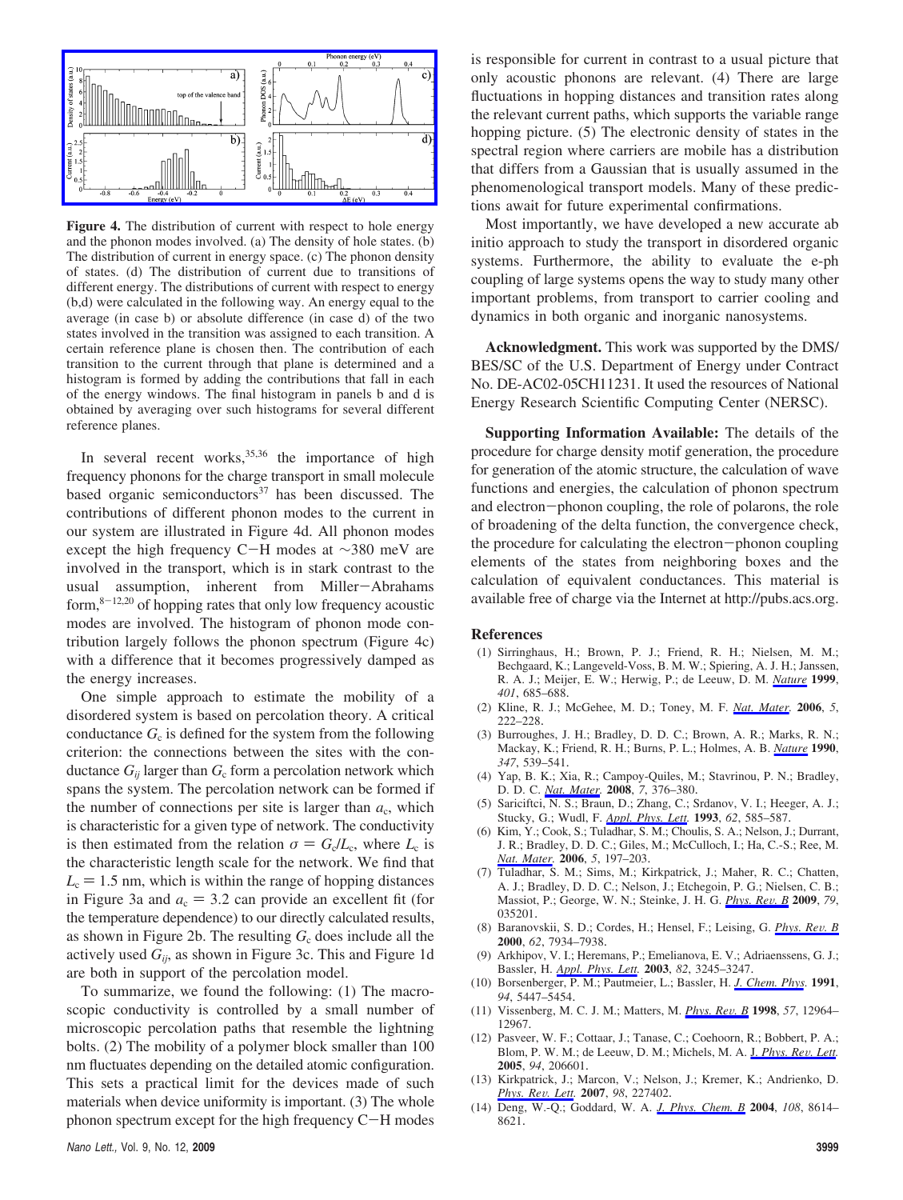**Figure 4.** The distribution of current with respect to hole energy and the phonon modes involved. (a) The density of hole states. (b) The distribution of current in energy space. (c) The phonon density of states. (d) The distribution of current due to transitions of different energy. The distributions of current with respect to energy (b,d) were calculated in the following way. An energy equal to the average (in case b) or absolute difference (in case d) of the two states involved in the transition was assigned to each transition. A certain reference plane is chosen then. The contribution of each transition to the current through that plane is determined and a histogram is formed by adding the contributions that fall in each of the energy windows. The final histogram in panels b and d is obtained by averaging over such histograms for several different reference planes.

In several recent works,[35,36] the importance of high frequency phonons for the charge transport in small molecule based organic semiconductors[37] has been discussed. The contributions of different phonon modes to the current in our system are illustrated in Figure 4d. All phonon modes except the high frequency C−H modes at ∼380 meV are involved in the transport, which is in stark contrast to the usual assumption, inherent from Miller−Abrahams form,[8−12,20] of hopping rates that only low frequency acoustic modes are involved. The histogram of phonon mode contribution largely follows the phonon spectrum (Figure 4c) with a difference that it becomes progressively damped as the energy increases.

One simple approach to estimate the mobility of a disordered system is based on percolation theory. A critical conductance $G_c$ is defined for the system from the following criterion: the connections between the sites with the conductance $G_{ij}$ larger than $G_c$ form a percolation network which spans the system. The percolation network can be formed if the number of connections per site is larger than $a_c$, which is characteristic for a given type of network. The conductivity is then estimated from the relation $\sigma = G_c/L_c$, where $L_c$ is the characteristic length scale for the network. We find that $L_c = 1.5$ nm, which is within the range of hopping distances in Figure 3a and $a_c = 3.2$ can provide an excellent fit (for the temperature dependence) to our directly calculated results, as shown in Figure 2b. The resulting $G_c$ does include all the actively used $G_{ij}$, as shown in Figure 3c. This and Figure 1d are both in support of the percolation model.

To summarize, we found the following: (1) The macroscopic conductivity is controlled by a small number of microscopic percolation paths that resemble the lightning bolts. (2) The mobility of a polymer block smaller than 100 nm fluctuates depending on the detailed atomic configuration. This sets a practical limit for the devices made of such materials when device uniformity is important. (3) The whole phonon spectrum except for the high frequency C−H modes is responsible for current in contrast to a usual picture that only acoustic phonons are relevant. (4) There are large fluctuations in hopping distances and transition rates along the relevant current paths, which supports the variable range hopping picture. (5) The electronic density of states in the spectral region where carriers are mobile has a distribution that differs from a Gaussian that is usually assumed in the phenomenological transport models. Many of these predictions await for future experimental confirmations.

Most importantly, we have developed a new accurate ab initio approach to study the transport in disordered organic systems. Furthermore, the ability to evaluate the e-ph coupling of large systems opens the way to study many other important problems, from transport to carrier cooling and dynamics in both organic and inorganic nanosystems.

**Acknowledgment.** This work was supported by the DMS/BES/SC of the U.S. Department of Energy under Contract No. DE-AC02-05CH11231. It used the resources of National Energy Research Scientific Computing Center (NERSC).

**Supporting Information Available:** The details of the procedure for charge density motif generation, the procedure for generation of the atomic structure, the calculation of wave functions and energies, the calculation of phonon spectrum and electron−phonon coupling, the role of polarons, the role of broadening of the delta function, the convergence check, the procedure for calculating the electron−phonon coupling elements of the states from neighboring boxes and the calculation of equivalent conductances. This material is available free of charge via the Internet at http://pubs.acs.org.

## References

(1) Sirringhaus, H.; Brown, P. J.; Friend, R. H.; Nielsen, M. M.; Bechgaard, K.; Langeveld-Voss, B. M. W.; Spiering, A. J. H.; Janssen, R. A. J.; Meijer, E. W.; Herwig, P.; de Leeuw, D. M. *Nature* **1999**, *401*, 685–688.

(2) Kline, R. J.; McGehee, M. D.; Toney, M. F. *Nat. Mater.* **2006**, *5*, 222–228.

(3) Burroughes, J. H.; Bradley, D. D. C.; Brown, A. R.; Marks, R. N.; Mackay, K.; Friend, R. H.; Burns, P. L.; Holmes, A. B. *Nature* **1990**, *347*, 539–541.

(4) Yap, B. K.; Xia, R.; Campoy-Quiles, M.; Stavrinou, P. N.; Bradley, D. D. C. *Nat. Mater.* **2008**, *7*, 376–380.

(5) Sariciftci, N. S.; Braun, D.; Zhang, C.; Srdanov, V. I.; Heeger, A. J.; Stucky, G.; Wudl, F. *Appl. Phys. Lett.* **1993**, *62*, 585–587.

(6) Kim, Y.; Cook, S.; Tuladhar, S. M.; Choulis, S. A.; Nelson, J.; Durrant, J. R.; Bradley, D. D. C.; Giles, M.; McCulloch, I.; Ha, C.-S.; Ree, M. *Nat. Mater.* **2006**, *5*, 197–203.

(7) Tuladhar, S. M.; Sims, M.; Kirkpatrick, J.; Maher, R. C.; Chatten, A. J.; Bradley, D. D. C.; Nelson, J.; Etchegoin, P. G.; Nielsen, C. B.; Massiot, P.; George, W. N.; Steinke, J. H. G. *Phys. Rev. B* **2009**, *79*, 035201.

(8) Baranovskii, S. D.; Cordes, H.; Hensel, F.; Leising, G. *Phys. Rev. B* **2000**, *62*, 7934–7938.

(9) Arkhipov, V. I.; Heremans, P.; Emelianova, E. V.; Adriaenssens, G. J.; Bassler, H. *Appl. Phys. Lett.* **2003**, *82*, 3245–3247.

(10) Borsenberger, P. M.; Pautmeier, L.; Bassler, H. *J. Chem. Phys.* **1991**, *94*, 5447–5454.

(11) Vissenberg, M. C. J. M.; Matters, M. *Phys. Rev. B* **1998**, *57*, 12964–12967.

(12) Pasveer, W. F.; Cottaar, J.; Tanase, C.; Coehoorn, R.; Bobbert, P. A.; Blom, P. W. M.; de Leeuw, D. M.; Michels, M. A. J. *Phys. Rev. Lett.* **2005**, *94*, 206601.

(13) Kirkpatrick, J.; Marcon, V.; Nelson, J.; Kremer, K.; Andrienko, D. *Phys. Rev. Lett.* **2007**, *98*, 227402.

(14) Deng, W.-Q.; Goddard, W. A. *J. Phys. Chem. B* **2004**, *108*, 8614–8621.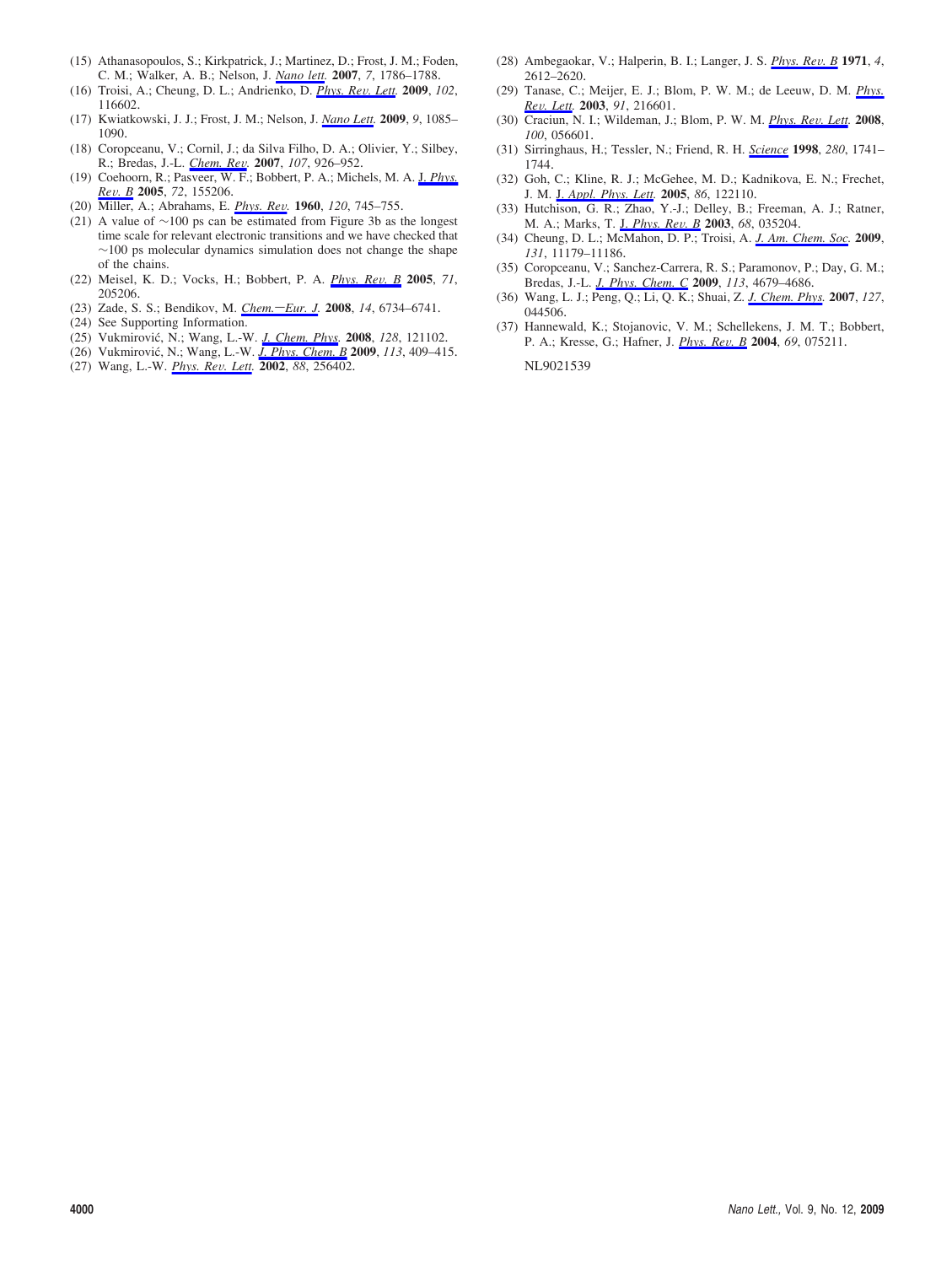(15) Athanasopoulos, S.; Kirkpatrick, J.; Martinez, D.; Frost, J. M.; Foden, C. M.; Walker, A. B.; Nelson, J. *Nano lett.* **2007**, *7*, 1786–1788.

(16) Troisi, A.; Cheung, D. L.; Andrienko, D. *Phys. Rev. Lett.* **2009**, *102*, 116602.

(17) Kwiatkowski, J. J.; Frost, J. M.; Nelson, J. *Nano Lett.* **2009**, *9*, 1085–1090.

(18) Coropceanu, V.; Cornil, J.; da Silva Filho, D. A.; Olivier, Y.; Silbey, R.; Bredas, J.-L. *Chem. Rev.* **2007**, *107*, 926–952.

(19) Coehoorn, R.; Pasveer, W. F.; Bobbert, P. A.; Michels, M. A. J. *Phys. Rev. B* **2005**, *72*, 155206.

(20) Miller, A.; Abrahams, E. *Phys. Rev.* **1960**, *120*, 745–755.

(21) A value of ~100 ps can be estimated from Figure 3b as the longest time scale for relevant electronic transitions and we have checked that ~100 ps molecular dynamics simulation does not change the shape of the chains.

(22) Meisel, K. D.; Vocks, H.; Bobbert, P. A. *Phys. Rev. B* **2005**, *71*, 205206.

(23) Zade, S. S.; Bendikov, M. *Chem.—Eur. J.* **2008**, *14*, 6734–6741.

(24) See Supporting Information.

(25) Vukmirović, N.; Wang, L.-W. *J. Chem. Phys.* **2008**, *128*, 121102.

(26) Vukmirović, N.; Wang, L.-W. *J. Phys. Chem. B* **2009**, *113*, 409–415.

(27) Wang, L.-W. *Phys. Rev. Lett.* **2002**, *88*, 256402.

(28) Ambegaokar, V.; Halperin, B. I.; Langer, J. S. *Phys. Rev. B* **1971**, *4*, 2612–2620.

(29) Tanase, C.; Meijer, E. J.; Blom, P. W. M.; de Leeuw, D. M. *Phys. Rev. Lett.* **2003**, *91*, 216601.

(30) Craciun, N. I.; Wildeman, J.; Blom, P. W. M. *Phys. Rev. Lett.* **2008**, *100*, 056601.

(31) Sirringhaus, H.; Tessler, N.; Friend, R. H. *Science* **1998**, *280*, 1741–1744.

(32) Goh, C.; Kline, R. J.; McGehee, M. D.; Kadnikova, E. N.; Frechet, J. M. J. *Appl. Phys. Lett.* **2005**, *86*, 122110.

(33) Hutchison, G. R.; Zhao, Y.-J.; Delley, B.; Freeman, A. J.; Ratner, M. A.; Marks, T. J. *Phys. Rev. B* **2003**, *68*, 035204.

(34) Cheung, D. L.; McMahon, D. P.; Troisi, A. *J. Am. Chem. Soc.* **2009**, *131*, 11179–11186.

(35) Coropceanu, V.; Sanchez-Carrera, R. S.; Paramonov, P.; Day, G. M.; Bredas, J.-L. *J. Phys. Chem. C* **2009**, *113*, 4679–4686.

(36) Wang, L. J.; Peng, Q.; Li, Q. K.; Shuai, Z. *J. Chem. Phys.* **2007**, *127*, 044506.

(37) Hannewald, K.; Stojanovic, V. M.; Schellekens, J. M. T.; Bobbert, P. A.; Kresse, G.; Hafner, J. *Phys. Rev. B* **2004**, *69*, 075211.

NL9021539